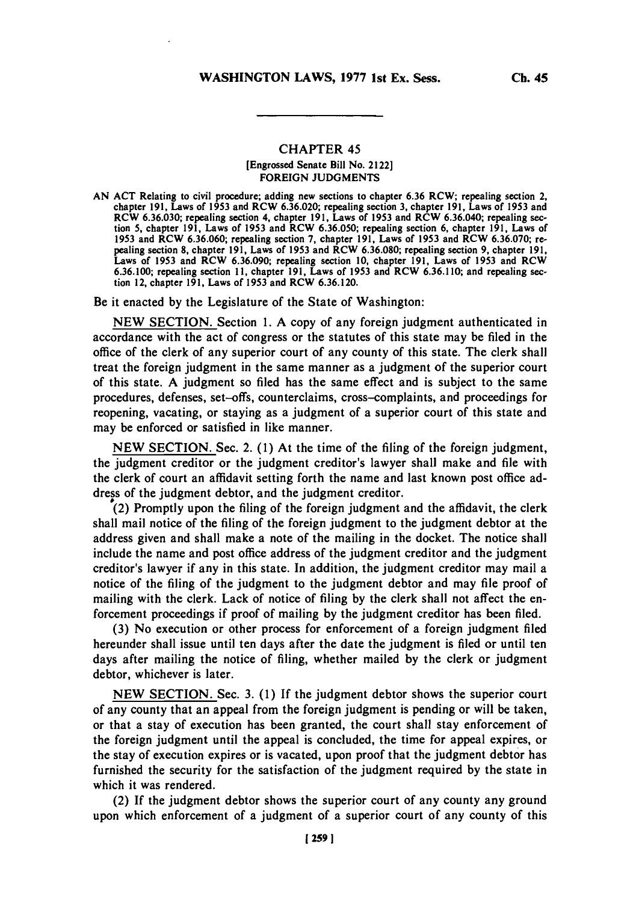# CHAPTER 45

[Engrossed Senate Bill No. 2122]

FOREIGN JUDGMENTS

AN ACT Relating to civil procedure; adding new sections to chapter 6.36 RCW; repealing section 2, chapter 191, Laws of 1953 and RCW 6.36.020; repealing section 3, chapter 191, Laws of 1953 and RCW 6.36.030; repealing section 4, chapter 191, Laws of 1953 and RCW 6.36.040; repealing section 5, chapter 191, Laws of 1953 and RCW 6.36.050; repealing section 6, chapter 191, Laws of 1953 and RCW 6.36.060; repealing section 7, chapter 191, Laws of 1953 and RCW 6.36.070; repealing section 8, chapter 191, Laws of 1953 and RCW 6.36.080; repealing section 9, chapter 191, Laws of 1953 and RCW 6.36.090; repealing section 10, chapter 191, Laws of 1953 and RCW 6.36.100; repealing section 11, chapter 191, Laws of 1953 and RCW 6.36.110; and repealing section 12, chapter 191, Laws of 1953 and RCW 6.36.120.

Be it enacted by the Legislature of the State of Washington:

NEW SECTION. Section 1. A copy of any foreign judgment authenticated in accordance with the act of congress or the statutes of this state may be filed in the office of the clerk of any superior court of any county of this state. The clerk shall treat the foreign judgment in the same manner as a judgment of the superior court of this state. A judgment so filed has the same effect and is subject to the same procedures, defenses, set–offs, counterclaims, cross–complaints, and proceedings for reopening, vacating, or staying as a judgment of a superior court of this state and may be enforced or satisfied in like manner.

NEW SECTION. Sec. 2. (1) At the time of the filing of the foreign judgment, the judgment creditor or the judgment creditor's lawyer shall make and file with the clerk of court an affidavit setting forth the name and last known post office address of the judgment debtor, and the judgment creditor.

(2) Promptly upon the filing of the foreign judgment and the affidavit, the clerk shall mail notice of the filing of the foreign judgment to the judgment debtor at the address given and shall make a note of the mailing in the docket. The notice shall include the name and post office address of the judgment creditor and the judgment creditor's lawyer if any in this state. In addition, the judgment creditor may mail a notice of the filing of the judgment to the judgment debtor and may file proof of mailing with the clerk. Lack of notice of filing by the clerk shall not affect the enforcement proceedings if proof of mailing by the judgment creditor has been filed.

(3) No execution or other process for enforcement of a foreign judgment filed hereunder shall issue until ten days after the date the judgment is filed or until ten days after mailing the notice of filing, whether mailed by the clerk or judgment debtor, whichever is later.

NEW SECTION. Sec. 3. (1) If the judgment debtor shows the superior court of any county that an appeal from the foreign judgment is pending or will be taken, or that a stay of execution has been granted, the court shall stay enforcement of the foreign judgment until the appeal is concluded, the time for appeal expires, or the stay of execution expires or is vacated, upon proof that the judgment debtor has furnished the security for the satisfaction of the judgment required by the state in which it was rendered.

(2) If the judgment debtor shows the superior court of any county any ground upon which enforcement of a judgment of a superior court of any county of this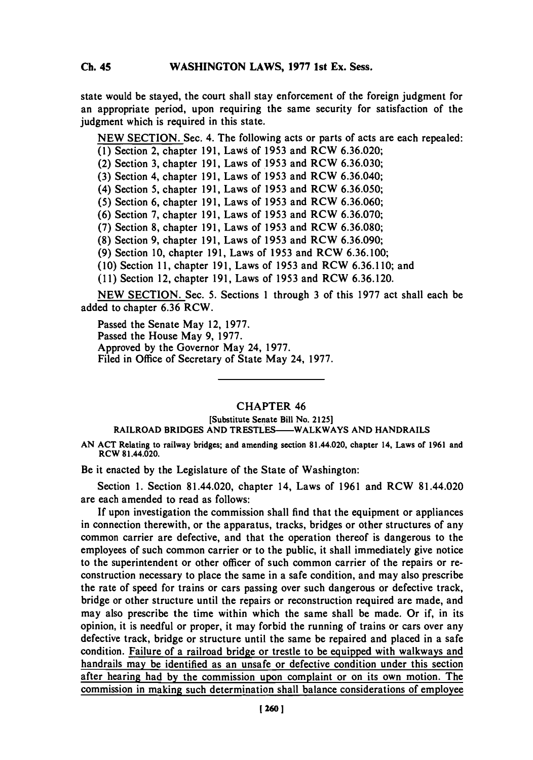state would be stayed, the court shall stay enforcement of the foreign judgment for an appropriate period, upon requiring the same security for satisfaction of the judgment which is required in this state.

NEW SECTION. Sec. 4. The following acts or parts of acts are each repealed:

(1) Section 2, chapter 191, Laws of 1953 and RCW 6.36.020;

(2) Section 3, chapter 191, Laws of 1953 and RCW 6.36.030;

(3) Section 4, chapter 191, Laws of 1953 and RCW 6.36.040;

(4) Section 5, chapter 191, Laws of 1953 and RCW 6.36.050;

(5) Section 6, chapter 191, Laws of 1953 and RCW 6.36.060;

(6) Section 7, chapter 191, Laws of 1953 and RCW 6.36.070;

(7) Section 8, chapter 191, Laws of 1953 and RCW 6.36.080;

(8) Section 9, chapter 191, Laws of 1953 and RCW 6.36.090;

(9) Section 10, chapter 191, Laws of 1953 and RCW 6.36.100;

(10) Section 11, chapter 191, Laws of 1953 and RCW 6.36.110; and

(11) Section 12, chapter 191, Laws of 1953 and RCW 6.36.120.

NEW SECTION. Sec. 5. Sections 1 through 3 of this 1977 act shall each be added to chapter 6.36 RCW.

Passed the Senate May 12, 1977.
Passed the House May 9, 1977.
Approved by the Governor May 24, 1977.
Filed in Office of Secretary of State May 24, 1977.

---

## CHAPTER 46

[Substitute Senate Bill No. 2125]

### RAILROAD BRIDGES AND TRESTLES——WALKWAYS AND HANDRAILS

AN ACT Relating to railway bridges; and amending section 81.44.020, chapter 14, Laws of 1961 and RCW 81.44.020.

Be it enacted by the Legislature of the State of Washington:

Section 1. Section 81.44.020, chapter 14, Laws of 1961 and RCW 81.44.020 are each amended to read as follows:

If upon investigation the commission shall find that the equipment or appliances in connection therewith, or the apparatus, tracks, bridges or other structures of any common carrier are defective, and that the operation thereof is dangerous to the employees of such common carrier or to the public, it shall immediately give notice to the superintendent or other officer of such common carrier of the repairs or reconstruction necessary to place the same in a safe condition, and may also prescribe the rate of speed for trains or cars passing over such dangerous or defective track, bridge or other structure until the repairs or reconstruction required are made, and may also prescribe the time within which the same shall be made. Or if, in its opinion, it is needful or proper, it may forbid the running of trains or cars over any defective track, bridge or structure until the same be repaired and placed in a safe condition. <u>Failure of a railroad bridge or trestle to be equipped with walkways and handrails may be identified as an unsafe or defective condition under this section after hearing had by the commission upon complaint or on its own motion. The commission in making such determination shall balance considerations of employee</u>